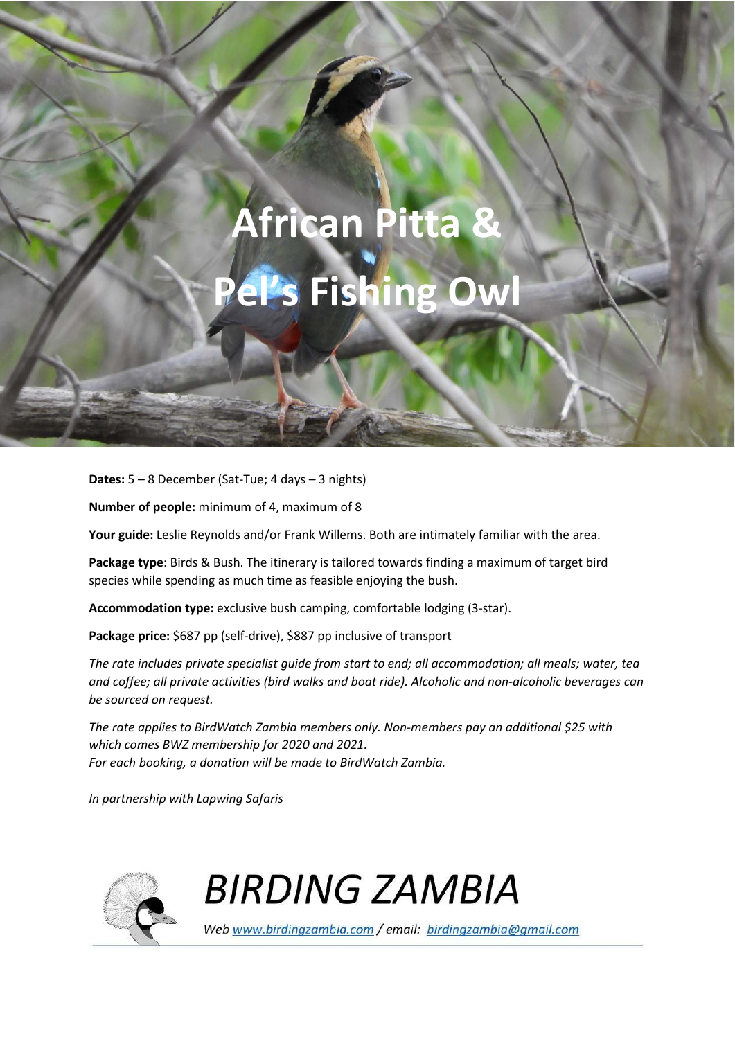# African Pitta & Pel's Fishing Owl

**Dates:** 5 – 8 December (Sat-Tue; 4 days – 3 nights)

**Number of people:** minimum of 4, maximum of 8

**Your guide:** Leslie Reynolds and/or Frank Willems. Both are intimately familiar with the area.

**Package type**: Birds & Bush. The itinerary is tailored towards finding a maximum of target bird species while spending as much time as feasible enjoying the bush.

**Accommodation type:** exclusive bush camping, comfortable lodging (3-star).

**Package price:** $687 pp (self-drive), $887 pp inclusive of transport

*The rate includes private specialist guide from start to end; all accommodation; all meals; water, tea and coffee; all private activities (bird walks and boat ride). Alcoholic and non-alcoholic beverages can be sourced on request.*

*The rate applies to BirdWatch Zambia members only. Non-members pay an additional $25 with which comes BWZ membership for 2020 and 2021.*
*For each booking, a donation will be made to BirdWatch Zambia.*

*In partnership with Lapwing Safaris*

**BIRDING ZAMBIA**

Web www.birdingzambia.com / email: birdingzambia@gmail.com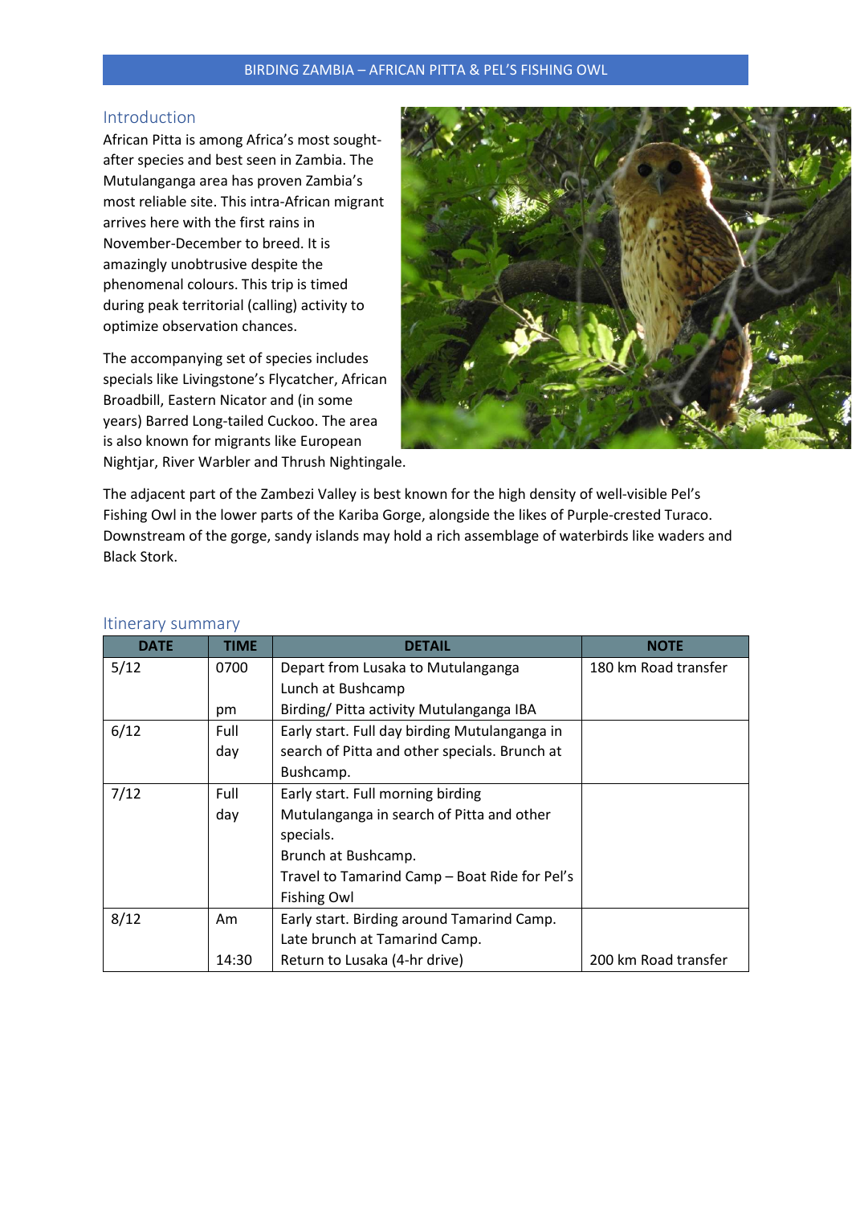BIRDING ZAMBIA – AFRICAN PITTA & PEL'S FISHING OWL

## Introduction

African Pitta is among Africa's most sought-after species and best seen in Zambia. The Mutulanganga area has proven Zambia's most reliable site. This intra-African migrant arrives here with the first rains in November-December to breed. It is amazingly unobtrusive despite the phenomenal colours. This trip is timed during peak territorial (calling) activity to optimize observation chances.

The accompanying set of species includes specials like Livingstone's Flycatcher, African Broadbill, Eastern Nicator and (in some years) Barred Long-tailed Cuckoo. The area is also known for migrants like European Nightjar, River Warbler and Thrush Nightingale.

The adjacent part of the Zambezi Valley is best known for the high density of well-visible Pel's Fishing Owl in the lower parts of the Kariba Gorge, alongside the likes of Purple-crested Turaco. Downstream of the gorge, sandy islands may hold a rich assemblage of waterbirds like waders and Black Stork.

## Itinerary summary

| DATE | TIME | DETAIL | NOTE |
|---|---|---|---|
| 5/12 | 0700<br><br>pm | Depart from Lusaka to Mutulanganga<br>Lunch at Bushcamp<br>Birding/ Pitta activity Mutulanganga IBA | 180 km Road transfer |
| 6/12 | Full day | Early start. Full day birding Mutulanganga in search of Pitta and other specials. Brunch at Bushcamp. | |
| 7/12 | Full day | Early start. Full morning birding Mutulanganga in search of Pitta and other specials.<br>Brunch at Bushcamp.<br>Travel to Tamarind Camp – Boat Ride for Pel's Fishing Owl | |
| 8/12 | Am<br><br>14:30 | Early start. Birding around Tamarind Camp.<br>Late brunch at Tamarind Camp.<br>Return to Lusaka (4-hr drive) | <br><br>200 km Road transfer |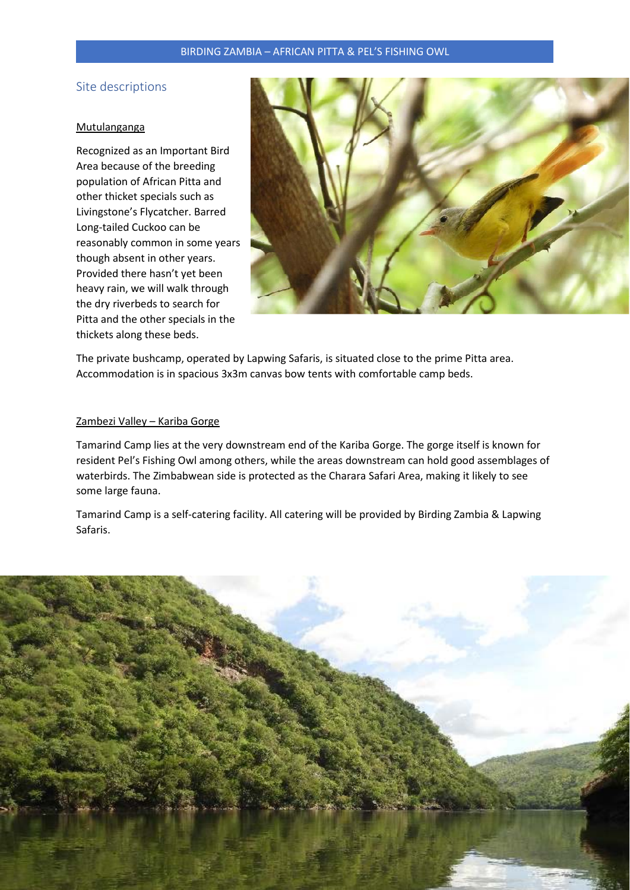## Site descriptions

### Mutulanganga

Recognized as an Important Bird Area because of the breeding population of African Pitta and other thicket specials such as Livingstone's Flycatcher. Barred Long-tailed Cuckoo can be reasonably common in some years though absent in other years. Provided there hasn't yet been heavy rain, we will walk through the dry riverbeds to search for Pitta and the other specials in the thickets along these beds.

The private bushcamp, operated by Lapwing Safaris, is situated close to the prime Pitta area. Accommodation is in spacious 3x3m canvas bow tents with comfortable camp beds.

### Zambezi Valley – Kariba Gorge

Tamarind Camp lies at the very downstream end of the Kariba Gorge. The gorge itself is known for resident Pel's Fishing Owl among others, while the areas downstream can hold good assemblages of waterbirds. The Zimbabwean side is protected as the Charara Safari Area, making it likely to see some large fauna.

Tamarind Camp is a self-catering facility. All catering will be provided by Birding Zambia & Lapwing Safaris.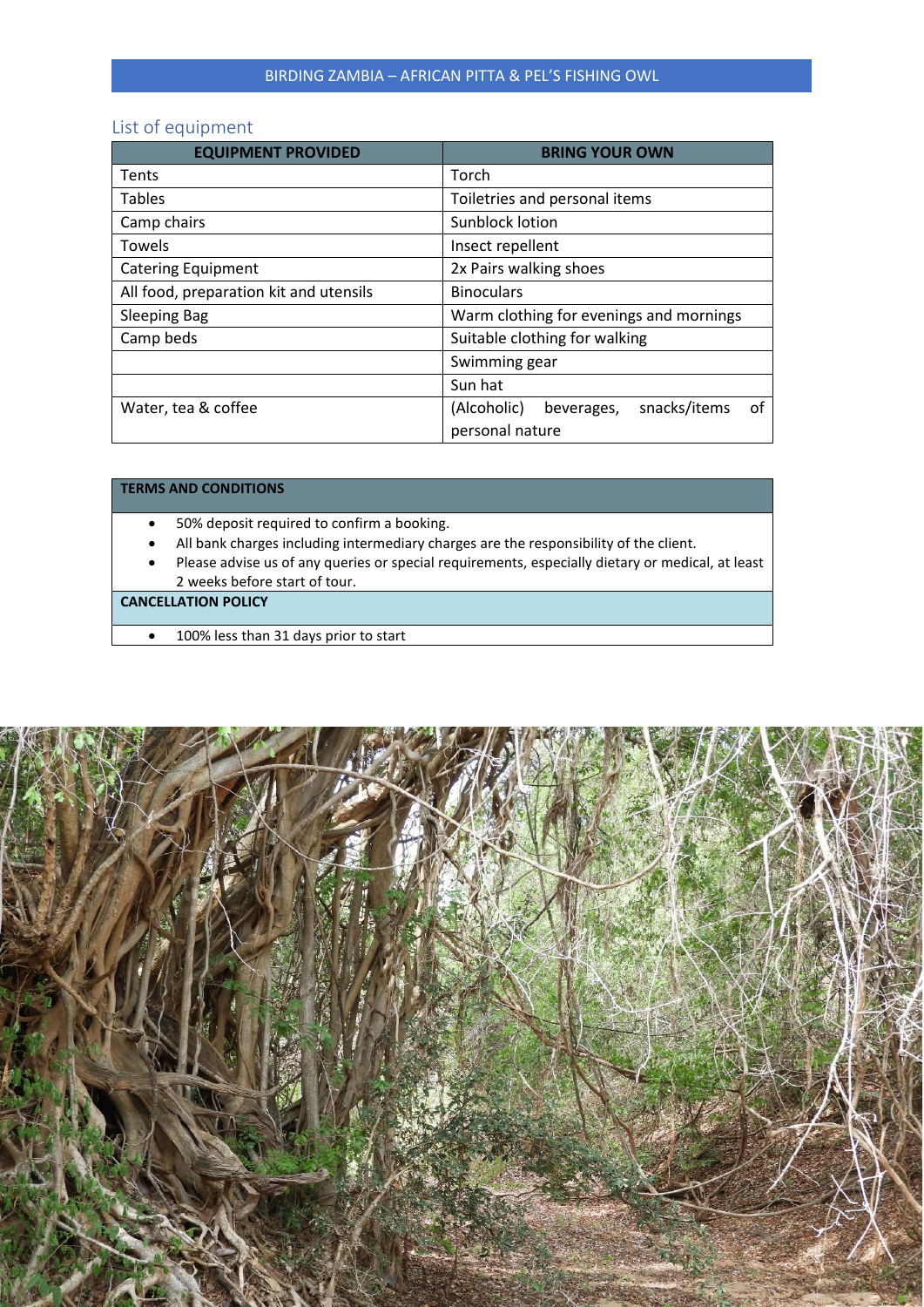## List of equipment

| EQUIPMENT PROVIDED | BRING YOUR OWN |
|---|---|
| Tents | Torch |
| Tables | Toiletries and personal items |
| Camp chairs | Sunblock lotion |
| Towels | Insect repellent |
| Catering Equipment | 2x Pairs walking shoes |
| All food, preparation kit and utensils | Binoculars |
| Sleeping Bag | Warm clothing for evenings and mornings |
| Camp beds | Suitable clothing for walking |
| | Swimming gear |
| | Sun hat |
| Water, tea & coffee | (Alcoholic) beverages, snacks/items of personal nature |

**TERMS AND CONDITIONS**

- 50% deposit required to confirm a booking.
- All bank charges including intermediary charges are the responsibility of the client.
- Please advise us of any queries or special requirements, especially dietary or medical, at least 2 weeks before start of tour.

**CANCELLATION POLICY**

- 100% less than 31 days prior to start